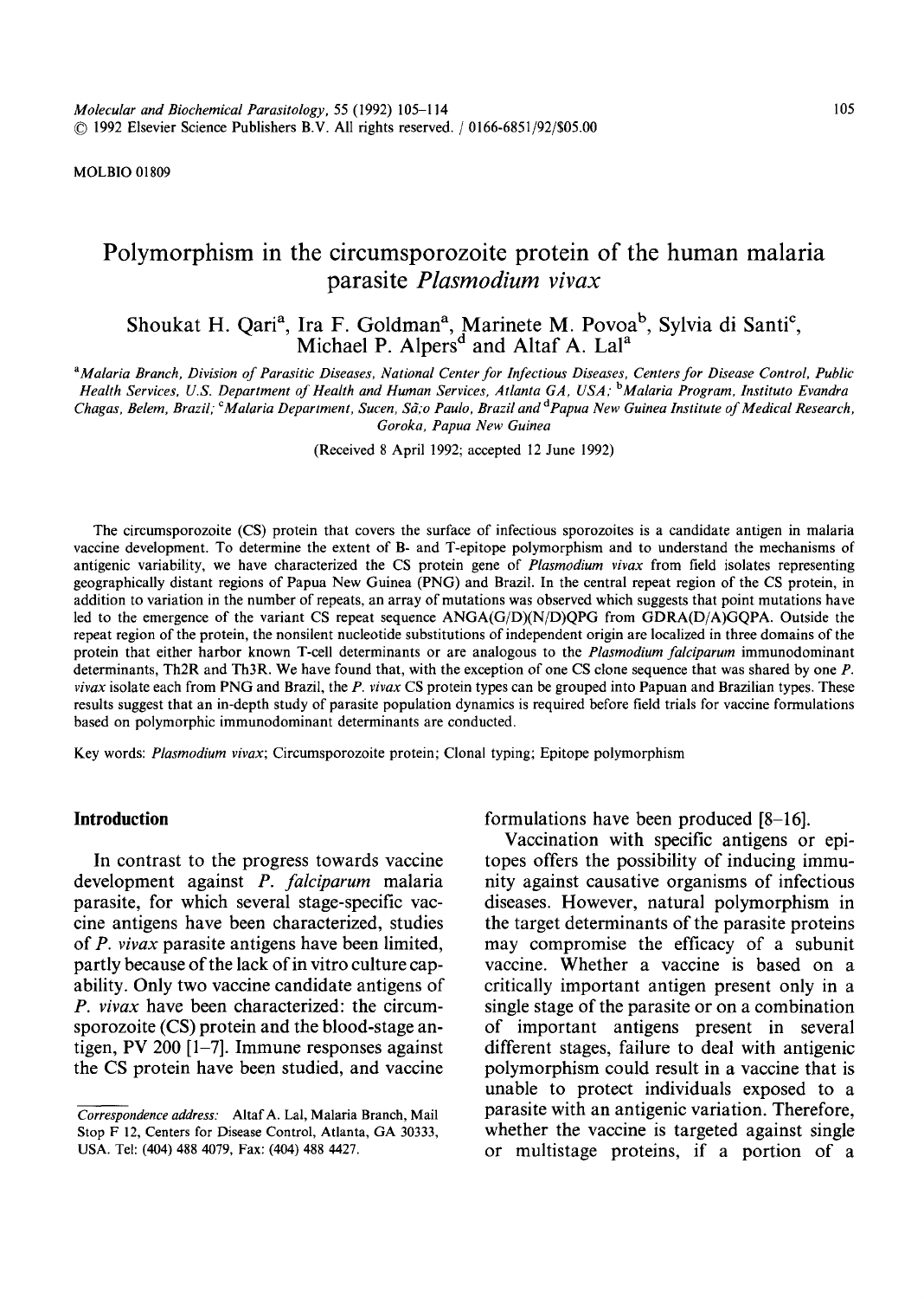Molecular and Biochemical Parasitology, 55 (1992) 105–114
© 1992 Elsevier Science Publishers B.V. All rights reserved. / 0166-6851/92/$05.00

MOLBIO 01809

# Polymorphism in the circumsporozoite protein of the human malaria parasite *Plasmodium vivax*

Shoukat H. Qari[a], Ira F. Goldman[a], Marinete M. Povoa[b], Sylvia di Santi[c], Michael P. Alpers[d] and Altaf A. Lal[a]

[a]*Malaria Branch, Division of Parasitic Diseases, National Center for Infectious Diseases, Centers for Disease Control, Public Health Services, U.S. Department of Health and Human Services, Atlanta GA, USA;* [b]*Malaria Program, Instituto Evandra Chagas, Belem, Brazil;* [c]*Malaria Department, Sucen, Sã;o Paulo, Brazil and* [d]*Papua New Guinea Institute of Medical Research, Goroka, Papua New Guinea*

(Received 8 April 1992; accepted 12 June 1992)

The circumsporozoite (CS) protein that covers the surface of infectious sporozoites is a candidate antigen in malaria vaccine development. To determine the extent of B- and T-epitope polymorphism and to understand the mechanisms of antigenic variability, we have characterized the CS protein gene of *Plasmodium vivax* from field isolates representing geographically distant regions of Papua New Guinea (PNG) and Brazil. In the central repeat region of the CS protein, in addition to variation in the number of repeats, an array of mutations was observed which suggests that point mutations have led to the emergence of the variant CS repeat sequence ANGA(G/D)(N/D)QPG from GDRA(D/A)GQPA. Outside the repeat region of the protein, the nonsilent nucleotide substitutions of independent origin are localized in three domains of the protein that either harbor known T-cell determinants or are analogous to the *Plasmodium falciparum* immunodominant determinants, Th2R and Th3R. We have found that, with the exception of one CS clone sequence that was shared by one *P. vivax* isolate each from PNG and Brazil, the *P. vivax* CS protein types can be grouped into Papuan and Brazilian types. These results suggest that an in-depth study of parasite population dynamics is required before field trials for vaccine formulations based on polymorphic immunodominant determinants are conducted.

Key words: *Plasmodium vivax*; Circumsporozoite protein; Clonal typing; Epitope polymorphism

## Introduction

In contrast to the progress towards vaccine development against *P. falciparum* malaria parasite, for which several stage-specific vaccine antigens have been characterized, studies of *P. vivax* parasite antigens have been limited, partly because of the lack of in vitro culture capability. Only two vaccine candidate antigens of *P. vivax* have been characterized: the circumsporozoite (CS) protein and the blood-stage antigen, PV 200 [1–7]. Immune responses against the CS protein have been studied, and vaccine formulations have been produced [8–16].

Vaccination with specific antigens or epitopes offers the possibility of inducing immunity against causative organisms of infectious diseases. However, natural polymorphism in the target determinants of the parasite proteins may compromise the efficacy of a subunit vaccine. Whether a vaccine is based on a critically important antigen present only in a single stage of the parasite or on a combination of important antigens present in several different stages, failure to deal with antigenic polymorphism could result in a vaccine that is unable to protect individuals exposed to a parasite with an antigenic variation. Therefore, whether the vaccine is targeted against single or multistage proteins, if a portion of a

*Correspondence address:* Altaf A. Lal, Malaria Branch, Mail Stop F 12, Centers for Disease Control, Atlanta, GA 30333, USA. Tel: (404) 488 4079, Fax: (404) 488 4427.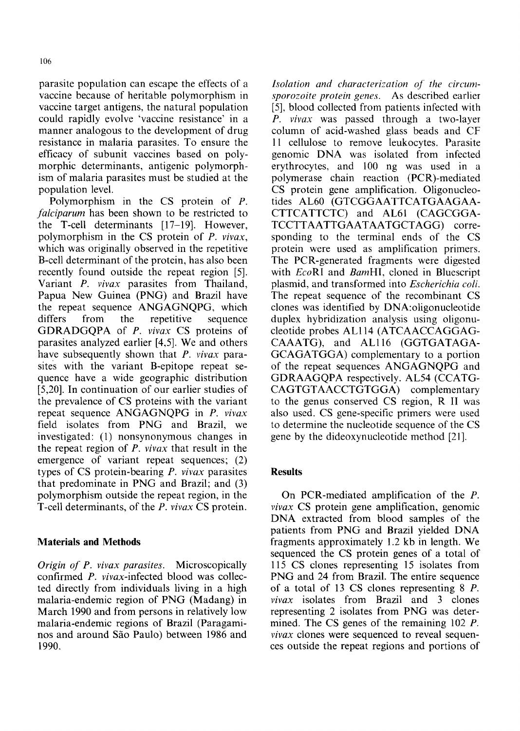parasite population can escape the effects of a vaccine because of heritable polymorphism in vaccine target antigens, the natural population could rapidly evolve 'vaccine resistance' in a manner analogous to the development of drug resistance in malaria parasites. To ensure the efficacy of subunit vaccines based on polymorphic determinants, antigenic polymorphism of malaria parasites must be studied at the population level.

Polymorphism in the CS protein of *P. falciparum* has been shown to be restricted to the T-cell determinants [17–19]. However, polymorphism in the CS protein of *P. vivax*, which was originally observed in the repetitive B-cell determinant of the protein, has also been recently found outside the repeat region [5]. Variant *P. vivax* parasites from Thailand, Papua New Guinea (PNG) and Brazil have the repeat sequence ANGAGNQPG, which differs from the repetitive sequence GDRADGQPA of *P. vivax* CS proteins of parasites analyzed earlier [4,5]. We and others have subsequently shown that *P. vivax* parasites with the variant B-epitope repeat sequence have a wide geographic distribution [5,20]. In continuation of our earlier studies of the prevalence of CS proteins with the variant repeat sequence ANGAGNQPG in *P. vivax* field isolates from PNG and Brazil, we investigated: (1) nonsynonymous changes in the repeat region of *P. vivax* that result in the emergence of variant repeat sequences; (2) types of CS protein-bearing *P. vivax* parasites that predominate in PNG and Brazil; and (3) polymorphism outside the repeat region, in the T-cell determinants, of the *P. vivax* CS protein.

## Materials and Methods

*Origin of P. vivax parasites.* Microscopically confirmed *P. vivax*-infected blood was collected directly from individuals living in a high malaria-endemic region of PNG (Madang) in March 1990 and from persons in relatively low malaria-endemic regions of Brazil (Paragaminos and around São Paulo) between 1986 and 1990.

*Isolation and characterization of the circumsporozoite protein genes.* As described earlier [5], blood collected from patients infected with *P. vivax* was passed through a two-layer column of acid-washed glass beads and CF 11 cellulose to remove leukocytes. Parasite genomic DNA was isolated from infected erythrocytes, and 100 ng was used in a polymerase chain reaction (PCR)-mediated CS protein gene amplification. Oligonucleotides AL60 (GTCGGAATTCATGAAGAACTTCATTCTC) and AL61 (CAGCGGATCCTTAATTGAATAATGCTAGG) corresponding to the terminal ends of the CS protein were used as amplification primers. The PCR-generated fragments were digested with *Eco*RI and *Bam*HI, cloned in Bluescript plasmid, and transformed into *Escherichia coli*. The repeat sequence of the recombinant CS clones was identified by DNA:oligonucleotide duplex hybridization analysis using oligonucleotide probes AL114 (ATCAACCAGGAGCAAATG), and AL116 (GGTGATAGAGCAGATGGA) complementary to a portion of the repeat sequences ANGAGNQPG and GDRAAGQPA respectively. AL54 (CCATGCAGTGTAACCTGTGGA) complementary to the genus conserved CS region, R II was also used. CS gene-specific primers were used to determine the nucleotide sequence of the CS gene by the dideoxynucleotide method [21].

## Results

On PCR-mediated amplification of the *P. vivax* CS protein gene amplification, genomic DNA extracted from blood samples of the patients from PNG and Brazil yielded DNA fragments approximately 1.2 kb in length. We sequenced the CS protein genes of a total of 115 CS clones representing 15 isolates from PNG and 24 from Brazil. The entire sequence of a total of 13 CS clones representing 8 *P. vivax* isolates from Brazil and 3 clones representing 2 isolates from PNG was determined. The CS genes of the remaining 102 *P. vivax* clones were sequenced to reveal sequences outside the repeat regions and portions of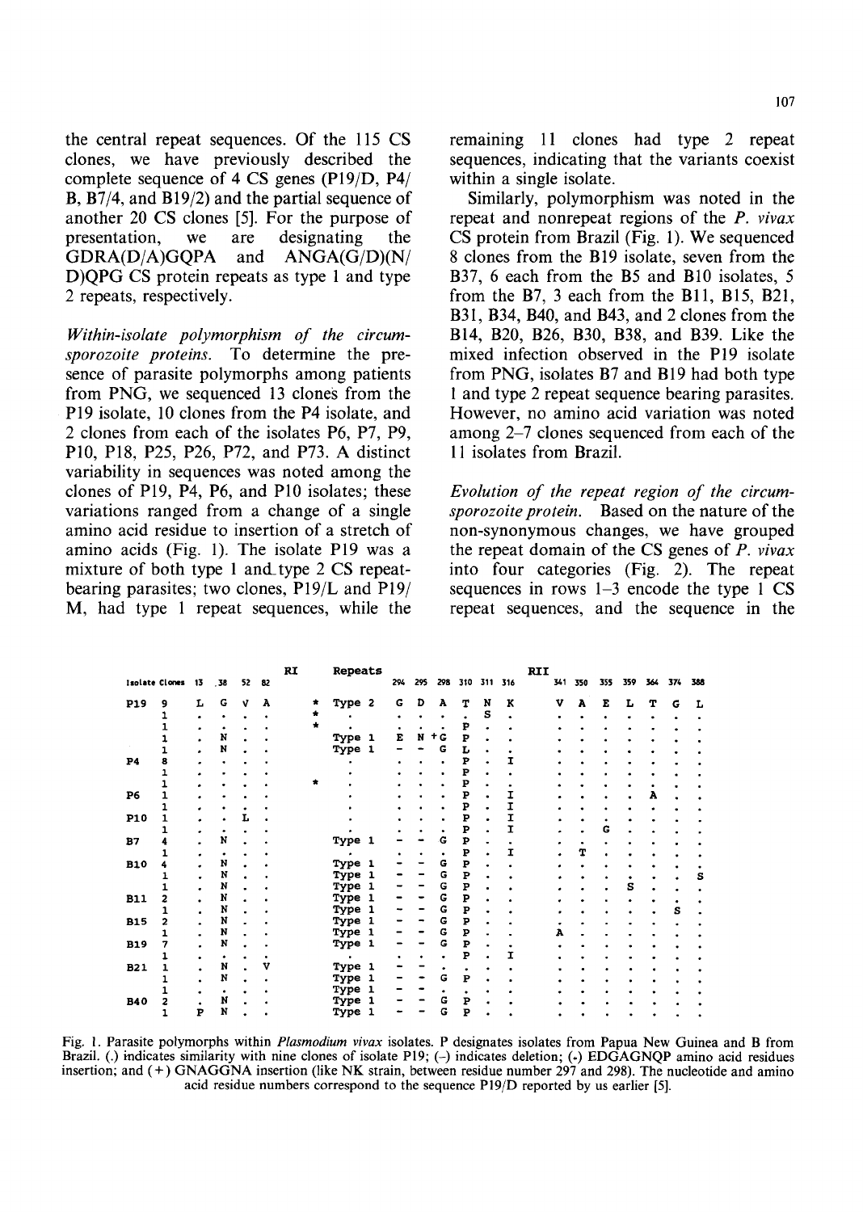the central repeat sequences. Of the 115 CS clones, we have previously described the complete sequence of 4 CS genes (P19/D, P4/B, B7/4, and B19/2) and the partial sequence of another 20 CS clones [5]. For the purpose of presentation, we are designating the GDRA(D/A)GQPA and ANGA(G/D)(N/D)QPG CS protein repeats as type 1 and type 2 repeats, respectively.

*Within-isolate polymorphism of the circumsporozoite proteins.* To determine the presence of parasite polymorphs among patients from PNG, we sequenced 13 clones from the P19 isolate, 10 clones from the P4 isolate, and 2 clones from each of the isolates P6, P7, P9, P10, P18, P25, P26, P72, and P73. A distinct variability in sequences was noted among the clones of P19, P4, P6, and P10 isolates; these variations ranged from a change of a single amino acid residue to insertion of a stretch of amino acids (Fig. 1). The isolate P19 was a mixture of both type 1 and type 2 CS repeat-bearing parasites; two clones, P19/L and P19/M, had type 1 repeat sequences, while the remaining 11 clones had type 2 repeat sequences, indicating that the variants coexist within a single isolate.

Similarly, polymorphism was noted in the repeat and nonrepeat regions of the *P. vivax* CS protein from Brazil (Fig. 1). We sequenced 8 clones from the B19 isolate, seven from the B37, 6 each from the B5 and B10 isolates, 5 from the B7, 3 each from the B11, B15, B21, B31, B34, B40, and B43, and 2 clones from the B14, B20, B26, B30, B38, and B39. Like the mixed infection observed in the P19 isolate from PNG, isolates B7 and B19 had both type 1 and type 2 repeat sequence bearing parasites. However, no amino acid variation was noted among 2–7 clones sequenced from each of the 11 isolates from Brazil.

*Evolution of the repeat region of the circumsporozoite protein.* Based on the nature of the non-synonymous changes, we have grouped the repeat domain of the CS genes of *P. vivax* into four categories (Fig. 2). The repeat sequences in rows 1–3 encode the type 1 CS repeat sequences, and the sequence in the

| Isolate | Clones | 13 | 38 | 52 | 82 | RI | Repeats | 294 | 295 | 298 | 310 | 311 | 316 | RII | 341 | 350 | 355 | 359 | 364 | 374 | 388 |
|---|---|---|---|---|---|---|---|---|---|---|---|---|---|---|---|---|---|---|---|---|---|
| P19 | 9 | L | G | V | A | * | Type 2 | G | D | A | T | N | K | | V | A | E | L | T | G | L |
| | 1 | . | . | . | . | * | . | . | . | . | . | S | . | | . | . | . | . | . | . | . |
| | 1 | . | . | . | . | * | . | . | . | . | P | . | . | | . | . | . | . | . | . | . |
| | 1 | . | N | . | . | | Type 1 | E | N | +G | P | . | . | | . | . | . | . | . | . | . |
| | 1 | . | N | . | . | | Type 1 | – | – | G | L | . | . | | . | . | . | . | . | . | . |
| P4 | 8 | . | . | . | . | | . | . | . | . | P | . | I | | . | . | . | . | . | . | . |
| | 1 | . | . | . | . | | . | . | . | . | P | . | . | | . | . | . | . | . | . | . |
| | 1 | . | . | . | . | * | . | . | . | . | P | . | . | | . | . | . | . | . | . | . |
| P6 | 1 | . | . | . | . | | . | . | . | . | P | . | I | | . | . | . | . | A | . | . |
| | 1 | . | . | . | . | | . | . | . | . | P | . | I | | . | . | . | . | . | . | . |
| P10 | 1 | . | . | L | . | | . | . | . | . | P | . | I | | . | . | . | . | . | . | . |
| | 1 | . | . | . | . | | . | . | . | . | P | . | I | | . | . | G | . | . | . | . |
| B7 | 4 | . | N | . | . | | Type 1 | – | – | G | P | . | . | | . | . | . | . | . | . | . |
| | 1 | . | . | . | . | | . | . | . | . | P | . | I | | . | T | . | . | . | . | . |
| B10 | 4 | . | N | . | . | | Type 1 | – | – | G | P | . | . | | . | . | . | . | . | . | . |
| | 1 | . | N | . | . | | Type 1 | – | – | G | P | . | . | | . | . | . | . | . | . | S |
| | 1 | . | N | . | . | | Type 1 | – | – | G | P | . | . | | . | . | . | S | . | . | . |
| B11 | 2 | . | N | . | . | | Type 1 | – | – | G | P | . | . | | . | . | . | . | . | . | . |
| | 1 | . | N | . | . | | Type 1 | – | – | G | P | . | . | | . | . | . | . | . | S | . |
| B15 | 2 | . | N | . | . | | Type 1 | – | – | G | P | . | . | | . | . | . | . | . | . | . |
| | 1 | . | N | . | . | | Type 1 | – | – | G | P | . | . | | A | . | . | . | . | . | . |
| B19 | 7 | . | N | . | . | | Type 1 | – | – | G | P | . | . | | . | . | . | . | . | . | . |
| | 1 | . | . | . | . | | . | . | . | . | P | . | I | | . | . | . | . | . | . | . |
| B21 | 1 | . | N | . | V | | Type 1 | – | – | . | . | . | . | | . | . | . | . | . | . | . |
| | 1 | . | N | . | . | | Type 1 | – | – | G | P | . | . | | . | . | . | . | . | . | . |
| | 1 | . | . | . | . | | Type 1 | – | – | . | . | . | . | | . | . | . | . | . | . | . |
| B40 | 2 | . | N | . | . | | Type 1 | – | – | G | P | . | . | | . | . | . | . | . | . | . |
| | 1 | P | N | . | . | | Type 1 | – | – | G | P | . | . | | . | . | . | . | . | . | . |

Fig. 1. Parasite polymorphs within *Plasmodium vivax* isolates. P designates isolates from Papua New Guinea and B from Brazil. (.) indicates similarity with nine clones of isolate P19; (–) indicates deletion; (*) EDGAGNQP amino acid residues insertion; and (+) GNAGGNA insertion (like NK strain, between residue number 297 and 298). The nucleotide and amino acid residue numbers correspond to the sequence P19/D reported by us earlier [5].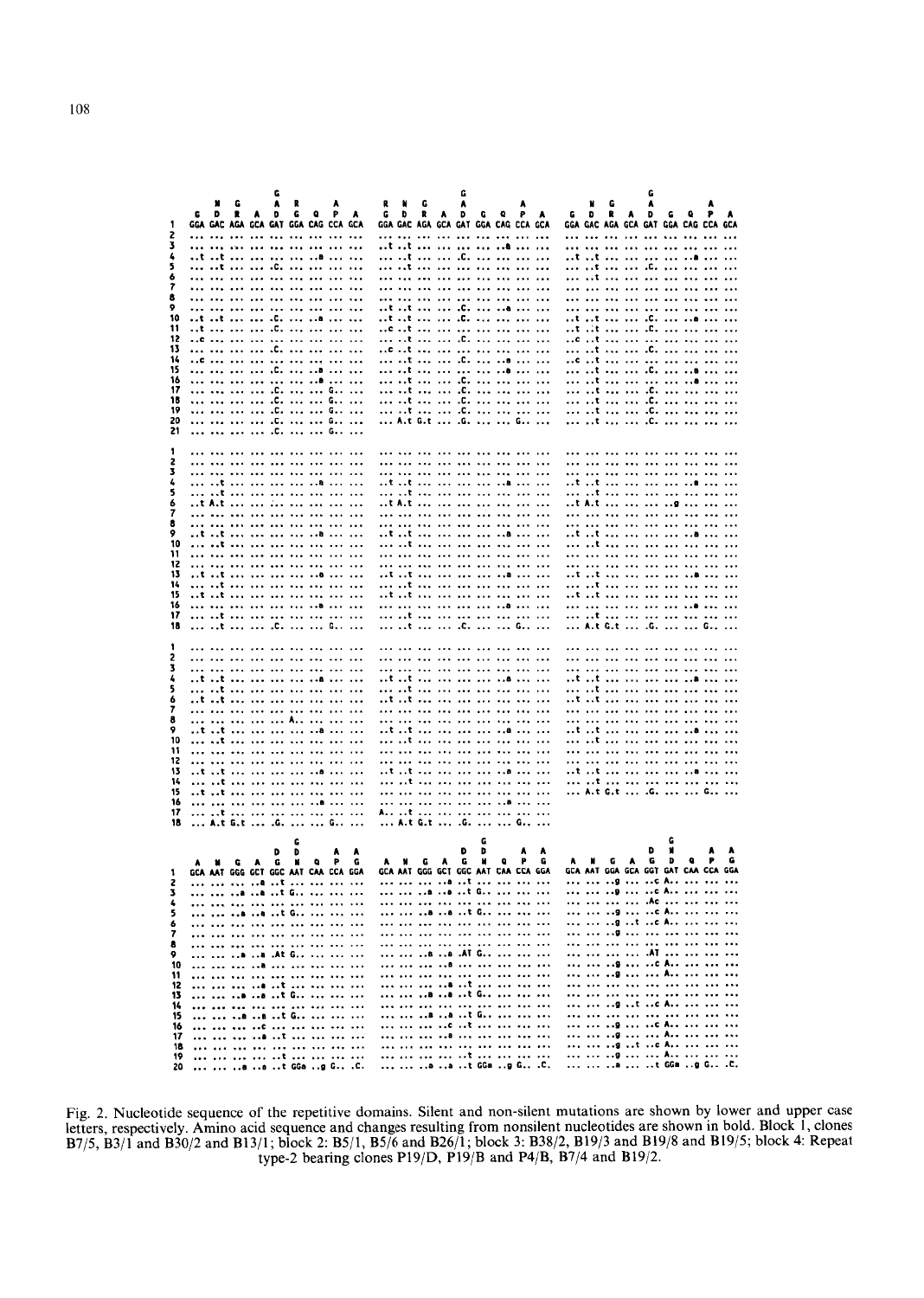```
        G                       G                            G
  N G   A R     A      R N G    A          A        N G      A         A
G D R A D G Q P A      G D R A D G Q P A            G D R A D G Q P A
GGA GAC AGA GCA GAT GGA CAG CCA GCA   GGA GAC AGA GCA GAT GGA CAG CCA GCA   GGA GAC AGA GCA GAT GGA CAG CCA GCA
```

```
          G                       G                          G
        D D     A A             D D    A A                 D N      A A
A N G A G N Q P G       A N G A G N Q P G          A N G A G D Q P G
GCA AAT GGG GCT GGC AAT CAA CCA GGA   GCA AAT GGG GCT GGC AAT CAA CCA GGA   GCA AAT GGA GCA GGT GAT CAA CCA GGA
```

Fig. 2. Nucleotide sequence of the repetitive domains. Silent and non-silent mutations are shown by lower and upper case letters, respectively. Amino acid sequence and changes resulting from nonsilent nucleotides are shown in bold. Block 1, clones B7/5, B3/1 and B30/2 and B13/1; block 2: B5/1, B5/6 and B26/1; block 3: B38/2, B19/3 and B19/8 and B19/5; block 4: Repeat type-2 bearing clones P19/D, P19/B and P4/B, B7/4 and B19/2.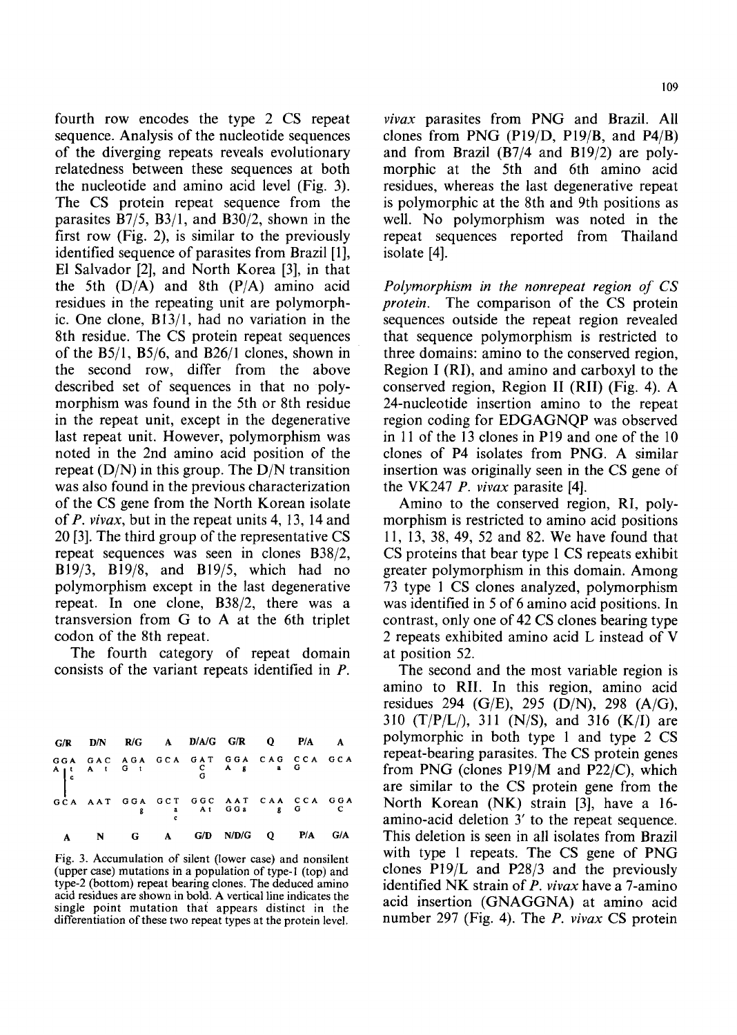fourth row encodes the type 2 CS repeat sequence. Analysis of the nucleotide sequences of the diverging repeats reveals evolutionary relatedness between these sequences at both the nucleotide and amino acid level (Fig. 3). The CS protein repeat sequence from the parasites B7/5, B3/1, and B30/2, shown in the first row (Fig. 2), is similar to the previously identified sequence of parasites from Brazil [1], El Salvador [2], and North Korea [3], in that the 5th (D/A) and 8th (P/A) amino acid residues in the repeating unit are polymorphic. One clone, B13/1, had no variation in the 8th residue. The CS protein repeat sequences of the B5/1, B5/6, and B26/1 clones, shown in the second row, differ from the above described set of sequences in that no polymorphism was found in the 5th or 8th residue in the repeat unit, except in the degenerative last repeat unit. However, polymorphism was noted in the 2nd amino acid position of the repeat (D/N) in this group. The D/N transition was also found in the previous characterization of the CS gene from the North Korean isolate of *P. vivax*, but in the repeat units 4, 13, 14 and 20 [3]. The third group of the representative CS repeat sequences was seen in clones B38/2, B19/3, B19/8, and B19/5, which had no polymorphism except in the last degenerative repeat. In one clone, B38/2, there was a transversion from G to A at the 6th triplet codon of the 8th repeat.

The fourth category of repeat domain consists of the variant repeats identified in *P.*

```
G/R   D/N   R/G    A   D/A/G  G/R    Q    P/A    A

GGA   GAC   AGA   GCA   GAT   GGA   CAG   CCA   GCA
A t   A t   G t          C    A g         a G
 c                       G
 |
GCA   AAT   GGA   GCT   GGC   AAT   CAA   CCA   GGA
            g      a    At    GGa   g     G      C
                   c

 A     N     G     A    G/D  N/D/G   Q    P/A   G/A
```

Fig. 3. Accumulation of silent (lower case) and nonsilent (upper case) mutations in a population of type-1 (top) and type-2 (bottom) repeat bearing clones. The deduced amino acid residues are shown in bold. A vertical line indicates the single point mutation that appears distinct in the differentiation of these two repeat types at the protein level.

*vivax* parasites from PNG and Brazil. All clones from PNG (P19/D, P19/B, and P4/B) and from Brazil (B7/4 and B19/2) are polymorphic at the 5th and 6th amino acid residues, whereas the last degenerative repeat is polymorphic at the 8th and 9th positions as well. No polymorphism was noted in the repeat sequences reported from Thailand isolate [4].

*Polymorphism in the nonrepeat region of CS protein.* The comparison of the CS protein sequences outside the repeat region revealed that sequence polymorphism is restricted to three domains: amino to the conserved region, Region I (RI), and amino and carboxyl to the conserved region, Region II (RII) (Fig. 4). A 24-nucleotide insertion amino to the repeat region coding for EDGAGNQP was observed in 11 of the 13 clones in P19 and one of the 10 clones of P4 isolates from PNG. A similar insertion was originally seen in the CS gene of the VK247 *P. vivax* parasite [4].

Amino to the conserved region, RI, polymorphism is restricted to amino acid positions 11, 13, 38, 49, 52 and 82. We have found that CS proteins that bear type 1 CS repeats exhibit greater polymorphism in this domain. Among 73 type 1 CS clones analyzed, polymorphism was identified in 5 of 6 amino acid positions. In contrast, only one of 42 CS clones bearing type 2 repeats exhibited amino acid L instead of V at position 52.

The second and the most variable region is amino to RII. In this region, amino acid residues 294 (G/E), 295 (D/N), 298 (A/G), 310 (T/P/L/), 311 (N/S), and 316 (K/I) are polymorphic in both type 1 and type 2 CS repeat-bearing parasites. The CS protein genes from PNG (clones P19/M and P22/C), which are similar to the CS protein gene from the North Korean (NK) strain [3], have a 16-amino-acid deletion 3′ to the repeat sequence. This deletion is seen in all isolates from Brazil with type 1 repeats. The CS gene of PNG clones P19/L and P28/3 and the previously identified NK strain of *P. vivax* have a 7-amino acid insertion (GNAGGNA) at amino acid number 297 (Fig. 4). The *P. vivax* CS protein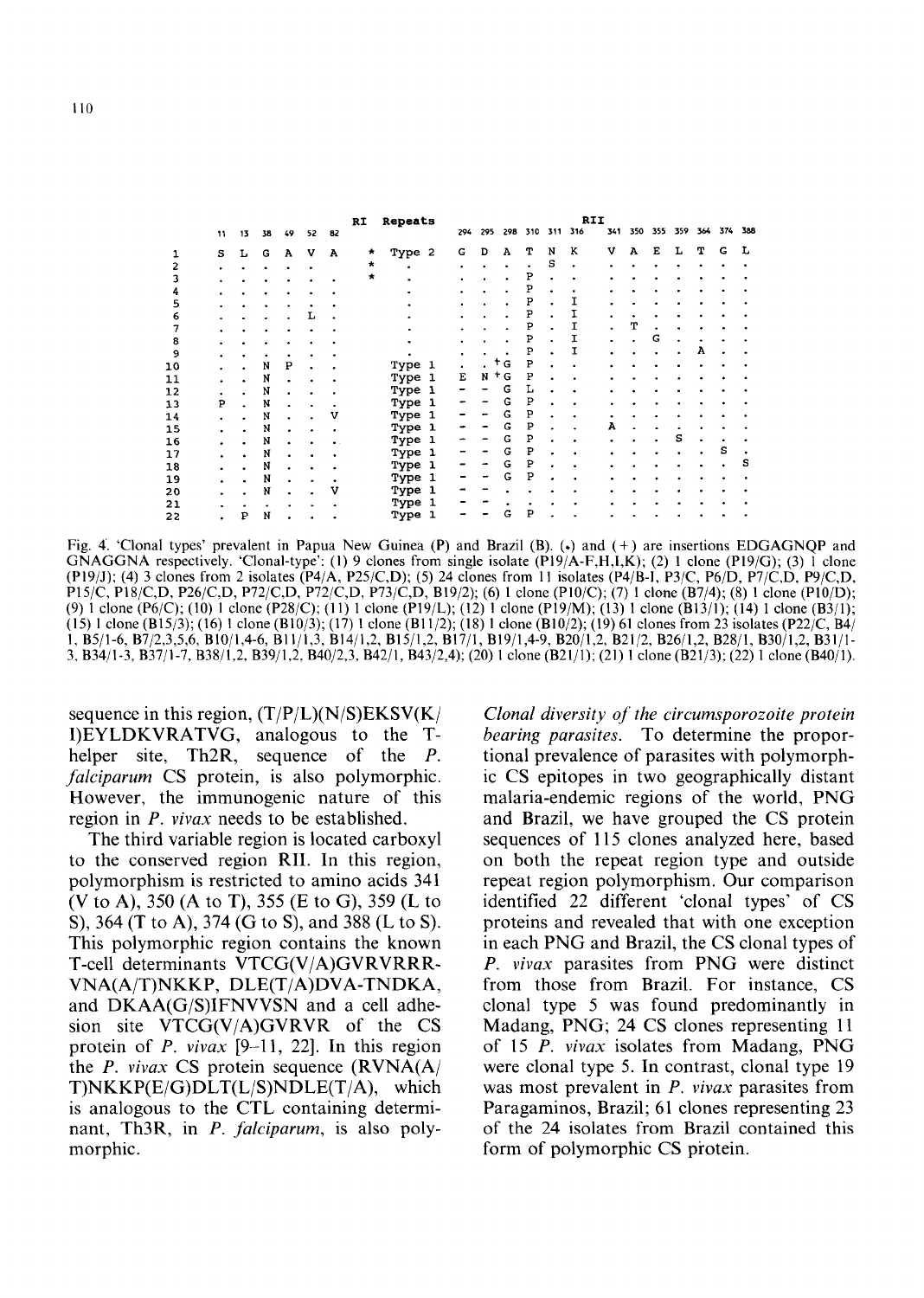| | 11 | 13 | 38 | 49 | 52 | 82 | RI | Repeats | 294 | 295 | 298 | 310 | 311 | 316 | 341 | 350 | 355 | 359 | 364 | 374 | 388 |
|---|---|---|---|---|---|---|---|---|---|---|---|---|---|---|---|---|---|---|---|---|---|
| 1 | S | L | G | A | V | A | * | Type 2 | G | D | A | T | N | K | V | A | E | L | T | G | L |
| 2 | . | . | . | . | . | . | * | . | . | . | . | . | S | . | . | . | . | . | . | . | . |
| 3 | . | . | . | . | . | . | * | . | . | . | . | P | . | . | . | . | . | . | . | . | . |
| 4 | . | . | . | . | . | . | | . | . | . | . | P | . | . | . | . | . | . | . | . | . |
| 5 | . | . | . | . | . | . | | . | . | . | . | P | . | I | . | . | . | . | . | . | . |
| 6 | . | . | . | . | L | . | | . | . | . | . | P | . | I | . | . | . | . | . | . | . |
| 7 | . | . | . | . | . | . | | . | . | . | . | P | . | I | . | T | . | . | . | . | . |
| 8 | . | . | . | . | . | . | | . | . | . | . | P | . | I | . | . | G | . | . | . | . |
| 9 | . | . | . | . | . | . | | . | . | . | . | P | . | I | . | . | . | . | A | . | . |
| 10 | . | . | N | P | . | . | | Type 1 | . | . | +G | P | . | . | . | . | . | . | . | . | . |
| 11 | . | . | N | . | . | . | | Type 1 | E | N | +G | P | . | . | . | . | . | . | . | . | . |
| 12 | . | . | N | . | . | . | | Type 1 | - | - | G | L | . | . | . | . | . | . | . | . | . |
| 13 | P | . | N | . | . | . | | Type 1 | - | - | G | P | . | . | . | . | . | . | . | . | . |
| 14 | . | . | N | . | . | V | | Type 1 | - | - | G | P | . | . | . | . | . | . | . | . | . |
| 15 | . | . | N | . | . | . | | Type 1 | - | - | G | P | . | . | A | . | . | . | . | . | . |
| 16 | . | . | N | . | . | . | | Type 1 | - | - | G | P | . | . | . | . | . | S | . | . | . |
| 17 | . | . | N | . | . | . | | Type 1 | - | - | G | P | . | . | . | . | . | . | . | S | . |
| 18 | . | . | N | . | . | . | | Type 1 | - | - | G | P | . | . | . | . | . | . | . | . | S |
| 19 | . | . | N | . | . | . | | Type 1 | - | - | G | P | . | . | . | . | . | . | . | . | . |
| 20 | . | . | N | . | . | V | | Type 1 | - | - | . | . | . | . | . | . | . | . | . | . | . |
| 21 | . | . | . | . | . | . | | Type 1 | - | - | . | . | . | . | . | . | . | . | . | . | . |
| 22 | . | P | N | . | . | . | | Type 1 | - | - | G | P | . | . | . | . | . | . | . | . | . |

(RII spans columns 294–388.)

Fig. 4. 'Clonal types' prevalent in Papua New Guinea (P) and Brazil (B). (*) and (+) are insertions EDGAGNQP and GNAGGNA respectively. 'Clonal-type': (1) 9 clones from single isolate (P19/A-F,H,I,K); (2) 1 clone (P19/G); (3) 1 clone (P19/J); (4) 3 clones from 2 isolates (P4/A, P25/C,D); (5) 24 clones from 11 isolates (P4/B-I, P3/C, P6/D, P7/C,D, P9/C,D, P15/C, P18/C,D, P26/C,D, P72/C,D, P72/C,D, P73/C,D, B19/2); (6) 1 clone (P10/C); (7) 1 clone (B7/4); (8) 1 clone (P10/D); (9) 1 clone (P6/C); (10) 1 clone (P28/C); (11) 1 clone (P19/L); (12) 1 clone (P19/M); (13) 1 clone (B13/1); (14) 1 clone (B3/1); (15) 1 clone (B15/3); (16) 1 clone (B10/3); (17) 1 clone (B11/2); (18) 1 clone (B10/2); (19) 61 clones from 23 isolates (P22/C, B4/1, B5/1-6, B7/2,3,5,6, B10/1,4-6, B11/1,3, B14/1,2, B15/1,2, B17/1, B19/1,4-9, B20/1,2, B21/2, B26/1,2, B28/1, B30/1,2, B31/1-3, B34/1-3, B37/1-7, B38/1,2, B39/1,2, B40/2,3, B42/1, B43/2,4); (20) 1 clone (B21/1); (21) 1 clone (B21/3); (22) 1 clone (B40/1).

sequence in this region, (T/P/L)(N/S)EKSV(K/I)EYLDKVRATVG, analogous to the T-helper site, Th2R, sequence of the *P. falciparum* CS protein, is also polymorphic. However, the immunogenic nature of this region in *P. vivax* needs to be established.

The third variable region is located carboxyl to the conserved region RII. In this region, polymorphism is restricted to amino acids 341 (V to A), 350 (A to T), 355 (E to G), 359 (L to S), 364 (T to A), 374 (G to S), and 388 (L to S). This polymorphic region contains the known T-cell determinants VTCG(V/A)GVRVRRR-VNA(A/T)NKKP, DLE(T/A)DVA-TNDKA, and DKAA(G/S)IFNVVSN and a cell adhesion site VTCG(V/A)GVRVR of the CS protein of *P. vivax* [9–11, 22]. In this region the *P. vivax* CS protein sequence (RVNA(A/T)NKKP(E/G)DLT(L/S)NDLE(T/A), which is analogous to the CTL containing determinant, Th3R, in *P. falciparum*, is also polymorphic.

*Clonal diversity of the circumsporozoite protein bearing parasites.* To determine the proportional prevalence of parasites with polymorphic CS epitopes in two geographically distant malaria-endemic regions of the world, PNG and Brazil, we have grouped the CS protein sequences of 115 clones analyzed here, based on both the repeat region type and outside repeat region polymorphism. Our comparison identified 22 different 'clonal types' of CS proteins and revealed that with one exception in each PNG and Brazil, the CS clonal types of *P. vivax* parasites from PNG were distinct from those from Brazil. For instance, CS clonal type 5 was found predominantly in Madang, PNG; 24 CS clones representing 11 of 15 *P. vivax* isolates from Madang, PNG were clonal type 5. In contrast, clonal type 19 was most prevalent in *P. vivax* parasites from Paragaminos, Brazil; 61 clones representing 23 of the 24 isolates from Brazil contained this form of polymorphic CS protein.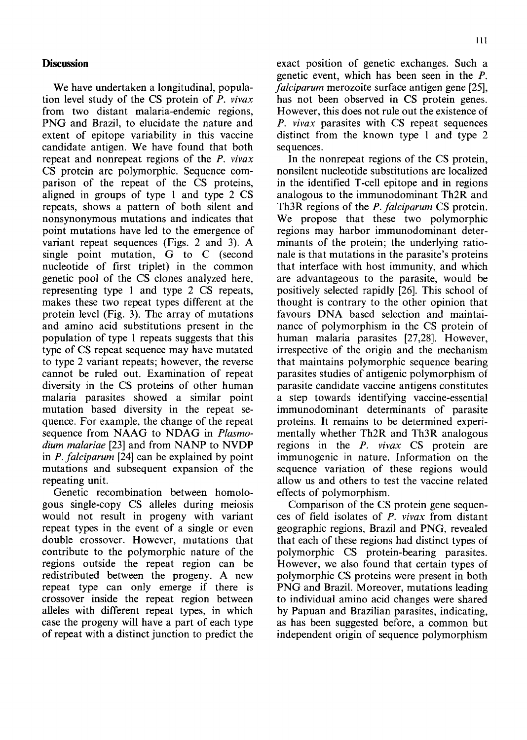## Discussion

We have undertaken a longitudinal, population level study of the CS protein of *P. vivax* from two distant malaria-endemic regions, PNG and Brazil, to elucidate the nature and extent of epitope variability in this vaccine candidate antigen. We have found that both repeat and nonrepeat regions of the *P. vivax* CS protein are polymorphic. Sequence comparison of the repeat of the CS proteins, aligned in groups of type 1 and type 2 CS repeats, shows a pattern of both silent and nonsynonymous mutations and indicates that point mutations have led to the emergence of variant repeat sequences (Figs. 2 and 3). A single point mutation, G to C (second nucleotide of first triplet) in the common genetic pool of the CS clones analyzed here, representing type 1 and type 2 CS repeats, makes these two repeat types different at the protein level (Fig. 3). The array of mutations and amino acid substitutions present in the population of type 1 repeats suggests that this type of CS repeat sequence may have mutated to type 2 variant repeats; however, the reverse cannot be ruled out. Examination of repeat diversity in the CS proteins of other human malaria parasites showed a similar point mutation based diversity in the repeat sequence. For example, the change of the repeat sequence from NAAG to NDAG in *Plasmodium malariae* [23] and from NANP to NVDP in *P. falciparum* [24] can be explained by point mutations and subsequent expansion of the repeating unit.

Genetic recombination between homologous single-copy CS alleles during meiosis would not result in progeny with variant repeat types in the event of a single or even double crossover. However, mutations that contribute to the polymorphic nature of the regions outside the repeat region can be redistributed between the progeny. A new repeat type can only emerge if there is crossover inside the repeat region between alleles with different repeat types, in which case the progeny will have a part of each type of repeat with a distinct junction to predict the exact position of genetic exchanges. Such a genetic event, which has been seen in the *P. falciparum* merozoite surface antigen gene [25], has not been observed in CS protein genes. However, this does not rule out the existence of *P. vivax* parasites with CS repeat sequences distinct from the known type 1 and type 2 sequences.

In the nonrepeat regions of the CS protein, nonsilent nucleotide substitutions are localized in the identified T-cell epitope and in regions analogous to the immunodominant Th2R and Th3R regions of the *P. falciparum* CS protein. We propose that these two polymorphic regions may harbor immunodominant determinants of the protein; the underlying rationale is that mutations in the parasite's proteins that interface with host immunity, and which are advantageous to the parasite, would be positively selected rapidly [26]. This school of thought is contrary to the other opinion that favours DNA based selection and maintainance of polymorphism in the CS protein of human malaria parasites [27,28]. However, irrespective of the origin and the mechanism that maintains polymorphic sequence bearing parasites studies of antigenic polymorphism of parasite candidate vaccine antigens constitutes a step towards identifying vaccine-essential immunodominant determinants of parasite proteins. It remains to be determined experimentally whether Th2R and Th3R analogous regions in the *P. vivax* CS protein are immunogenic in nature. Information on the sequence variation of these regions would allow us and others to test the vaccine related effects of polymorphism.

Comparison of the CS protein gene sequences of field isolates of *P. vivax* from distant geographic regions, Brazil and PNG, revealed that each of these regions had distinct types of polymorphic CS protein-bearing parasites. However, we also found that certain types of polymorphic CS proteins were present in both PNG and Brazil. Moreover, mutations leading to individual amino acid changes were shared by Papuan and Brazilian parasites, indicating, as has been suggested before, a common but independent origin of sequence polymorphism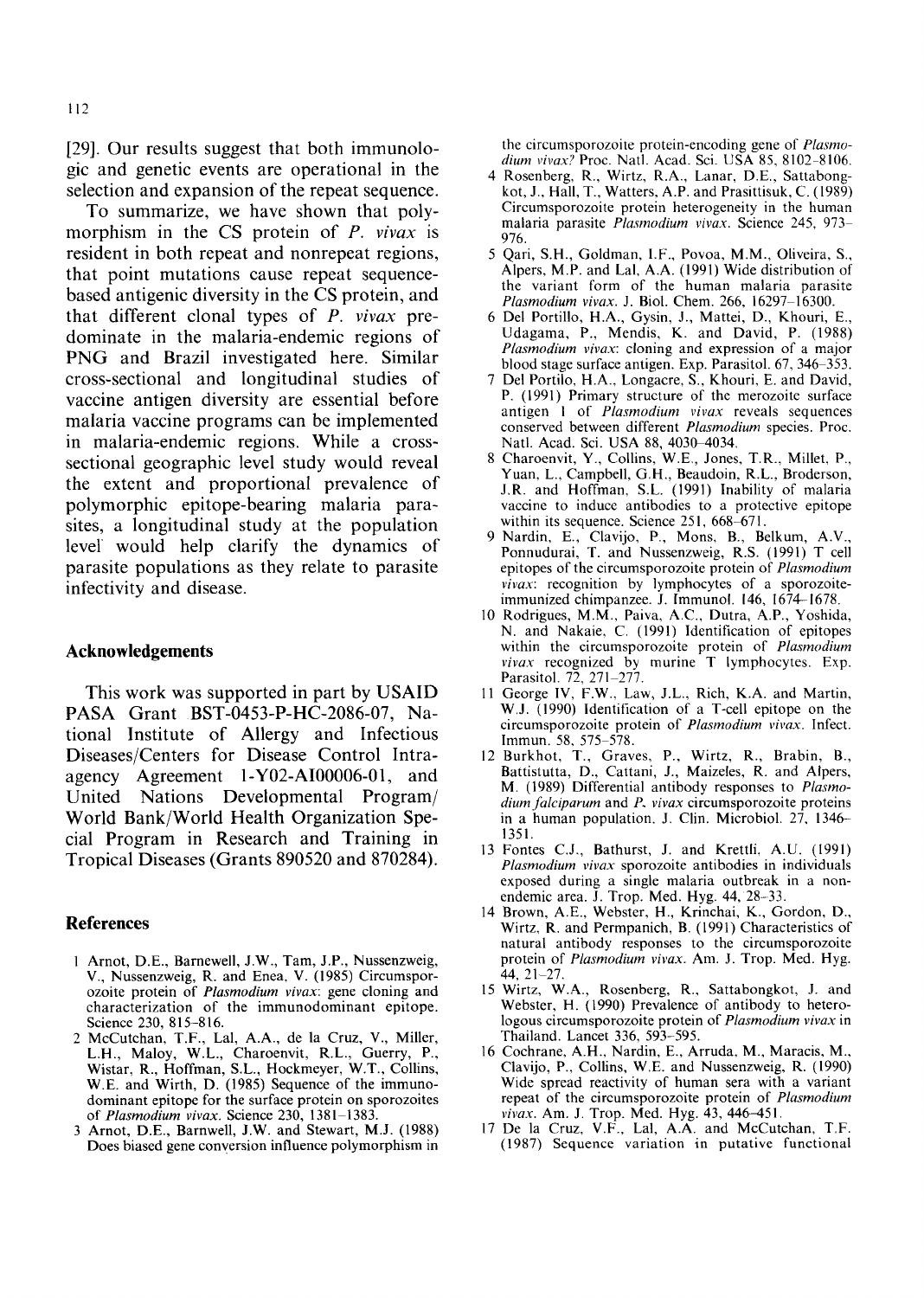[29]. Our results suggest that both immunologic and genetic events are operational in the selection and expansion of the repeat sequence.

To summarize, we have shown that polymorphism in the CS protein of *P. vivax* is resident in both repeat and nonrepeat regions, that point mutations cause repeat sequence-based antigenic diversity in the CS protein, and that different clonal types of *P. vivax* predominate in the malaria-endemic regions of PNG and Brazil investigated here. Similar cross-sectional and longitudinal studies of vaccine antigen diversity are essential before malaria vaccine programs can be implemented in malaria-endemic regions. While a cross-sectional geographic level study would reveal the extent and proportional prevalence of polymorphic epitope-bearing malaria parasites, a longitudinal study at the population level would help clarify the dynamics of parasite populations as they relate to parasite infectivity and disease.

## Acknowledgements

This work was supported in part by USAID PASA Grant BST-0453-P-HC-2086-07, National Institute of Allergy and Infectious Diseases/Centers for Disease Control Intraagency Agreement 1-Y02-AI00006-01, and United Nations Developmental Program/World Bank/World Health Organization Special Program in Research and Training in Tropical Diseases (Grants 890520 and 870284).

## References

1 Arnot, D.E., Barnewell, J.W., Tam, J.P., Nussenzweig, V., Nussenzweig, R. and Enea, V. (1985) Circumsporozoite protein of *Plasmodium vivax*: gene cloning and characterization of the immunodominant epitope. Science 230, 815–816.

2 McCutchan, T.F., Lal, A.A., de la Cruz, V., Miller, L.H., Maloy, W.L., Charoenvit, R.L., Guerry, P., Wistar, R., Hoffman, S.L., Hockmeyer, W.T., Collins, W.E. and Wirth, D. (1985) Sequence of the immunodominant epitope for the surface protein on sporozoites of *Plasmodium vivax*. Science 230, 1381–1383.

3 Arnot, D.E., Barnwell, J.W. and Stewart, M.J. (1988) Does biased gene conversion influence polymorphism in the circumsporozoite protein-encoding gene of *Plasmodium vivax*? Proc. Natl. Acad. Sci. USA 85, 8102–8106.

4 Rosenberg, R., Wirtz, R.A., Lanar, D.E., Sattabongkot, J., Hall, T., Watters, A.P. and Prasittisuk, C. (1989) Circumsporozoite protein heterogeneity in the human malaria parasite *Plasmodium vivax*. Science 245, 973–976.

5 Qari, S.H., Goldman, I.F., Povoa, M.M., Oliveira, S., Alpers, M.P. and Lal, A.A. (1991) Wide distribution of the variant form of the human malaria parasite *Plasmodium vivax*. J. Biol. Chem. 266, 16297–16300.

6 Del Portillo, H.A., Gysin, J., Mattei, D., Khouri, E., Udagama, P., Mendis, K. and David, P. (1988) *Plasmodium vivax*: cloning and expression of a major blood stage surface antigen. Exp. Parasitol. 67, 346–353.

7 Del Portilo, H.A., Longacre, S., Khouri, E. and David, P. (1991) Primary structure of the merozoite surface antigen 1 of *Plasmodium vivax* reveals sequences conserved between different *Plasmodium* species. Proc. Natl. Acad. Sci. USA 88, 4030–4034.

8 Charoenvit, Y., Collins, W.E., Jones, T.R., Millet, P., Yuan, L., Campbell, G.H., Beaudoin, R.L., Broderson, J.R. and Hoffman, S.L. (1991) Inability of malaria vaccine to induce antibodies to a protective epitope within its sequence. Science 251, 668–671.

9 Nardin, E., Clavijo, P., Mons, B., Belkum, A.V., Ponnudurai, T. and Nussenzweig, R.S. (1991) T cell epitopes of the circumsporozoite protein of *Plasmodium vivax*: recognition by lymphocytes of a sporozoite-immunized chimpanzee. J. Immunol. 146, 1674–1678.

10 Rodrigues, M.M., Paiva, A.C., Dutra, A.P., Yoshida, N. and Nakaie, C. (1991) Identification of epitopes within the circumsporozoite protein of *Plasmodium vivax* recognized by murine T lymphocytes. Exp. Parasitol. 72, 271–277.

11 George IV, F.W., Law, J.L., Rich, K.A. and Martin, W.J. (1990) Identification of a T-cell epitope on the circumsporozoite protein of *Plasmodium vivax*. Infect. Immun. 58, 575–578.

12 Burkhot, T., Graves, P., Wirtz, R., Brabin, B., Battistutta, D., Cattani, J., Maizeles, R. and Alpers, M. (1989) Differential antibody responses to *Plasmodium falciparum* and *P. vivax* circumsporozoite proteins in a human population. J. Clin. Microbiol. 27, 1346–1351.

13 Fontes C.J., Bathurst, J. and Krettli, A.U. (1991) *Plasmodium vivax* sporozoite antibodies in individuals exposed during a single malaria outbreak in a non-endemic area. J. Trop. Med. Hyg. 44, 28–33.

14 Brown, A.E., Webster, H., Krinchai, K., Gordon, D., Wirtz, R. and Permpanich, B. (1991) Characteristics of natural antibody responses to the circumsporozoite protein of *Plasmodium vivax*. Am. J. Trop. Med. Hyg. 44, 21–27.

15 Wirtz, W.A., Rosenberg, R., Sattabongkot, J. and Webster, H. (1990) Prevalence of antibody to heterologous circumsporozoite protein of *Plasmodium vivax* in Thailand. Lancet 336, 593–595.

16 Cochrane, A.H., Nardin, E., Arruda, M., Maracis, M., Clavijo, P., Collins, W.E. and Nussenzweig, R. (1990) Wide spread reactivity of human sera with a variant repeat of the circumsporozoite protein of *Plasmodium vivax*. Am. J. Trop. Med. Hyg. 43, 446–451.

17 De la Cruz, V.F., Lal, A.A. and McCutchan, T.F. (1987) Sequence variation in putative functional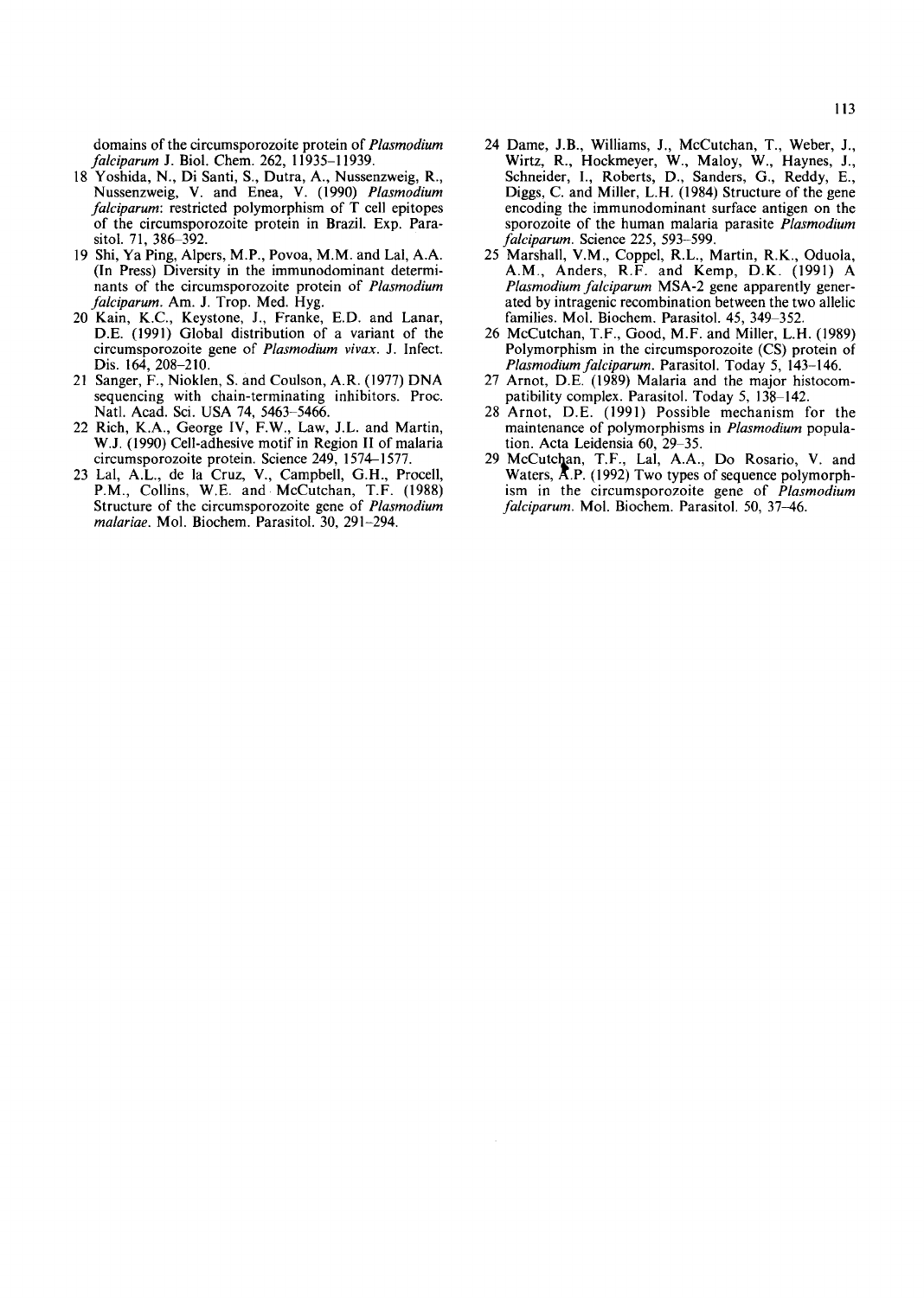domains of the circumsporozoite protein of *Plasmodium falciparum* J. Biol. Chem. 262, 11935–11939.

18 Yoshida, N., Di Santi, S., Dutra, A., Nussenzweig, R., Nussenzweig, V. and Enea, V. (1990) *Plasmodium falciparum*: restricted polymorphism of T cell epitopes of the circumsporozoite protein in Brazil. Exp. Parasitol. 71, 386–392.

19 Shi, Ya Ping, Alpers, M.P., Povoa, M.M. and Lal, A.A. (In Press) Diversity in the immunodominant determinants of the circumsporozoite protein of *Plasmodium falciparum*. Am. J. Trop. Med. Hyg.

20 Kain, K.C., Keystone, J., Franke, E.D. and Lanar, D.E. (1991) Global distribution of a variant of the circumsporozoite gene of *Plasmodium vivax*. J. Infect. Dis. 164, 208–210.

21 Sanger, F., Nioklen, S. and Coulson, A.R. (1977) DNA sequencing with chain-terminating inhibitors. Proc. Natl. Acad. Sci. USA 74, 5463–5466.

22 Rich, K.A., George IV, F.W., Law, J.L. and Martin, W.J. (1990) Cell-adhesive motif in Region II of malaria circumsporozoite protein. Science 249, 1574–1577.

23 Lal, A.L., de la Cruz, V., Campbell, G.H., Procell, P.M., Collins, W.E. and McCutchan, T.F. (1988) Structure of the circumsporozoite gene of *Plasmodium malariae*. Mol. Biochem. Parasitol. 30, 291–294.

24 Dame, J.B., Williams, J., McCutchan, T., Weber, J., Wirtz, R., Hockmeyer, W., Maloy, W., Haynes, J., Schneider, I., Roberts, D., Sanders, G., Reddy, E., Diggs, C. and Miller, L.H. (1984) Structure of the gene encoding the immunodominant surface antigen on the sporozoite of the human malaria parasite *Plasmodium falciparum*. Science 225, 593–599.

25 Marshall, V.M., Coppel, R.L., Martin, R.K., Oduola, A.M., Anders, R.F. and Kemp, D.K. (1991) A *Plasmodium falciparum* MSA-2 gene apparently generated by intragenic recombination between the two allelic families. Mol. Biochem. Parasitol. 45, 349–352.

26 McCutchan, T.F., Good, M.F. and Miller, L.H. (1989) Polymorphism in the circumsporozoite (CS) protein of *Plasmodium falciparum*. Parasitol. Today 5, 143–146.

27 Arnot, D.E. (1989) Malaria and the major histocompatibility complex. Parasitol. Today 5, 138–142.

28 Arnot, D.E. (1991) Possible mechanism for the maintenance of polymorphisms in *Plasmodium* populations. Acta Leidensia 60, 29–35.

29 McCutchan, T.F., Lal, A.A., Do Rosario, V. and Waters, A.P. (1992) Two types of sequence polymorphism in the circumsporozoite gene of *Plasmodium falciparum*. Mol. Biochem. Parasitol. 50, 37–46.